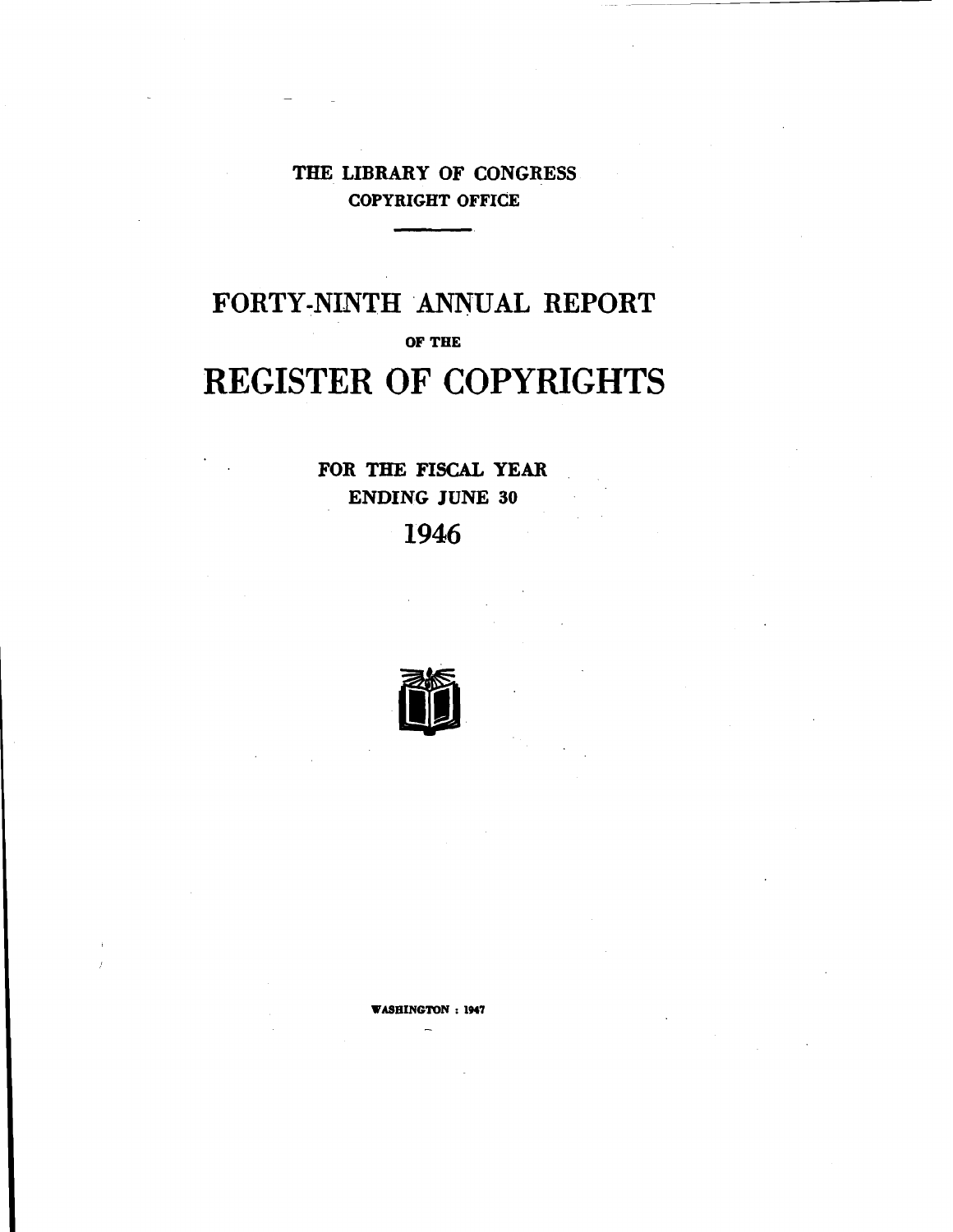THE LIBRARY OF CONGRESS
COPYRIGHT OFFICE

# FORTY-NINTH ANNUAL REPORT

OF THE

# REGISTER OF COPYRIGHTS

FOR THE FISCAL YEAR
ENDING JUNE 30
1946

WASHINGTON : 1947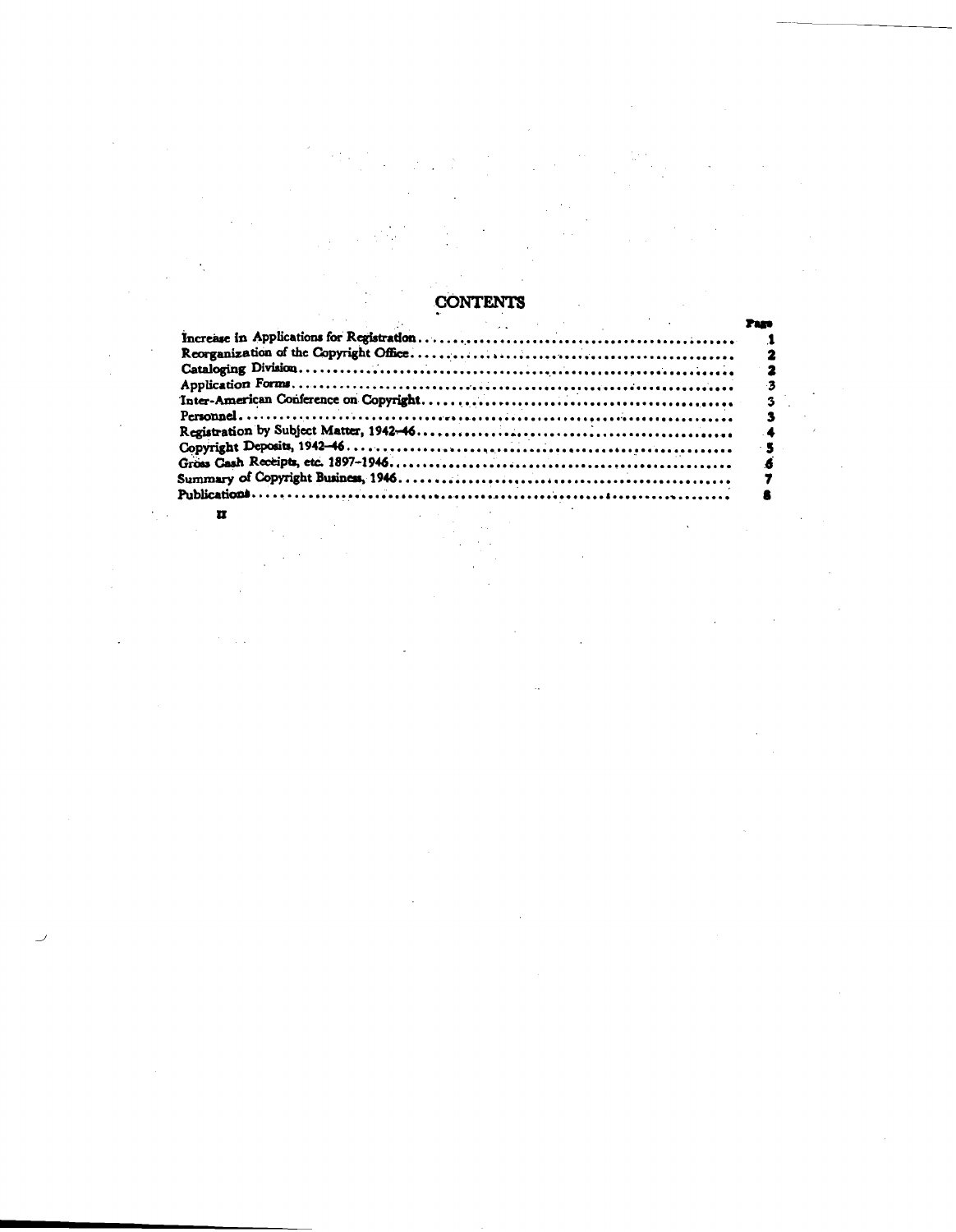# CONTENTS

| | Page |
|---|---|
| Increase in Applications for Registration | 1 |
| Reorganization of the Copyright Office | 2 |
| Cataloging Division | 2 |
| Application Forms | 3 |
| Inter-American Conference on Copyright | 3 |
| Personnel | 3 |
| Registration by Subject Matter, 1942–46 | 4 |
| Copyright Deposits, 1942–46 | 5 |
| Gross Cash Receipts, etc. 1897–1946 | 6 |
| Summary of Copyright Business, 1946 | 7 |
| Publications | 8 |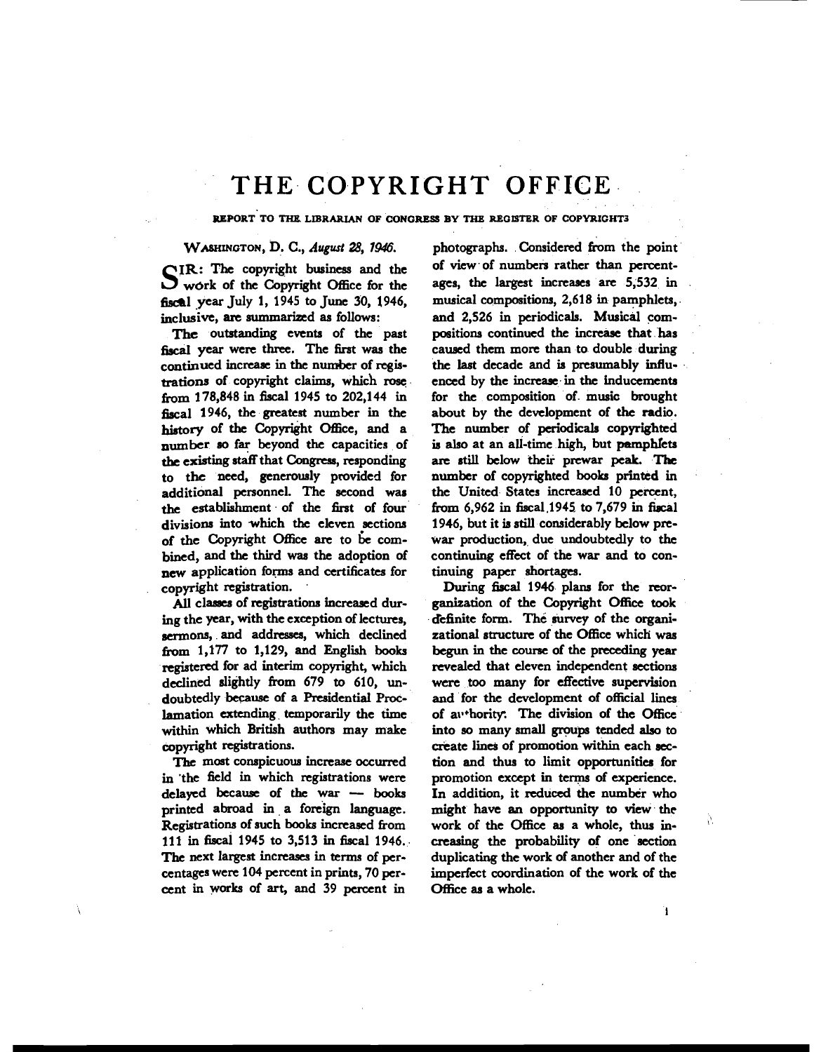# THE COPYRIGHT OFFICE

REPORT TO THE LIBRARIAN OF CONGRESS BY THE REGISTER OF COPYRIGHTS

WASHINGTON, D. C., *August 28, 1946.*

SIR: The copyright business and the work of the Copyright Office for the fiscal year July 1, 1945 to June 30, 1946, inclusive, are summarized as follows:

The outstanding events of the past fiscal year were three. The first was the continued increase in the number of registrations of copyright claims, which rose from 178,848 in fiscal 1945 to 202,144 in fiscal 1946, the greatest number in the history of the Copyright Office, and a number so far beyond the capacities of the existing staff that Congress, responding to the need, generously provided for additional personnel. The second was the establishment of the first of four divisions into which the eleven sections of the Copyright Office are to be combined, and the third was the adoption of new application forms and certificates for copyright registration.

All classes of registrations increased during the year, with the exception of lectures, sermons, and addresses, which declined from 1,177 to 1,129, and English books registered for ad interim copyright, which declined slightly from 679 to 610, undoubtedly because of a Presidential Proclamation extending temporarily the time within which British authors may make copyright registrations.

The most conspicuous increase occurred in the field in which registrations were delayed because of the war — books printed abroad in a foreign language. Registrations of such books increased from 111 in fiscal 1945 to 3,513 in fiscal 1946. The next largest increases in terms of percentages were 104 percent in prints, 70 percent in works of art, and 39 percent in photographs. Considered from the point of view of numbers rather than percentages, the largest increases are 5,532 in musical compositions, 2,618 in pamphlets, and 2,526 in periodicals. Musical compositions continued the increase that has caused them more than to double during the last decade and is presumably influenced by the increase in the inducements for the composition of music brought about by the development of the radio. The number of periodicals copyrighted is also at an all-time high, but pamphlets are still below their prewar peak. The number of copyrighted books printed in the United States increased 10 percent, from 6,962 in fiscal 1945 to 7,679 in fiscal 1946, but it is still considerably below prewar production, due undoubtedly to the continuing effect of the war and to continuing paper shortages.

During fiscal 1946 plans for the reorganization of the Copyright Office took definite form. The survey of the organizational structure of the Office which was begun in the course of the preceding year revealed that eleven independent sections were too many for effective supervision and for the development of official lines of authority. The division of the Office into so many small groups tended also to create lines of promotion within each section and thus to limit opportunities for promotion except in terms of experience. In addition, it reduced the number who might have an opportunity to view the work of the Office as a whole, thus increasing the probability of one section duplicating the work of another and of the imperfect coordination of the work of the Office as a whole.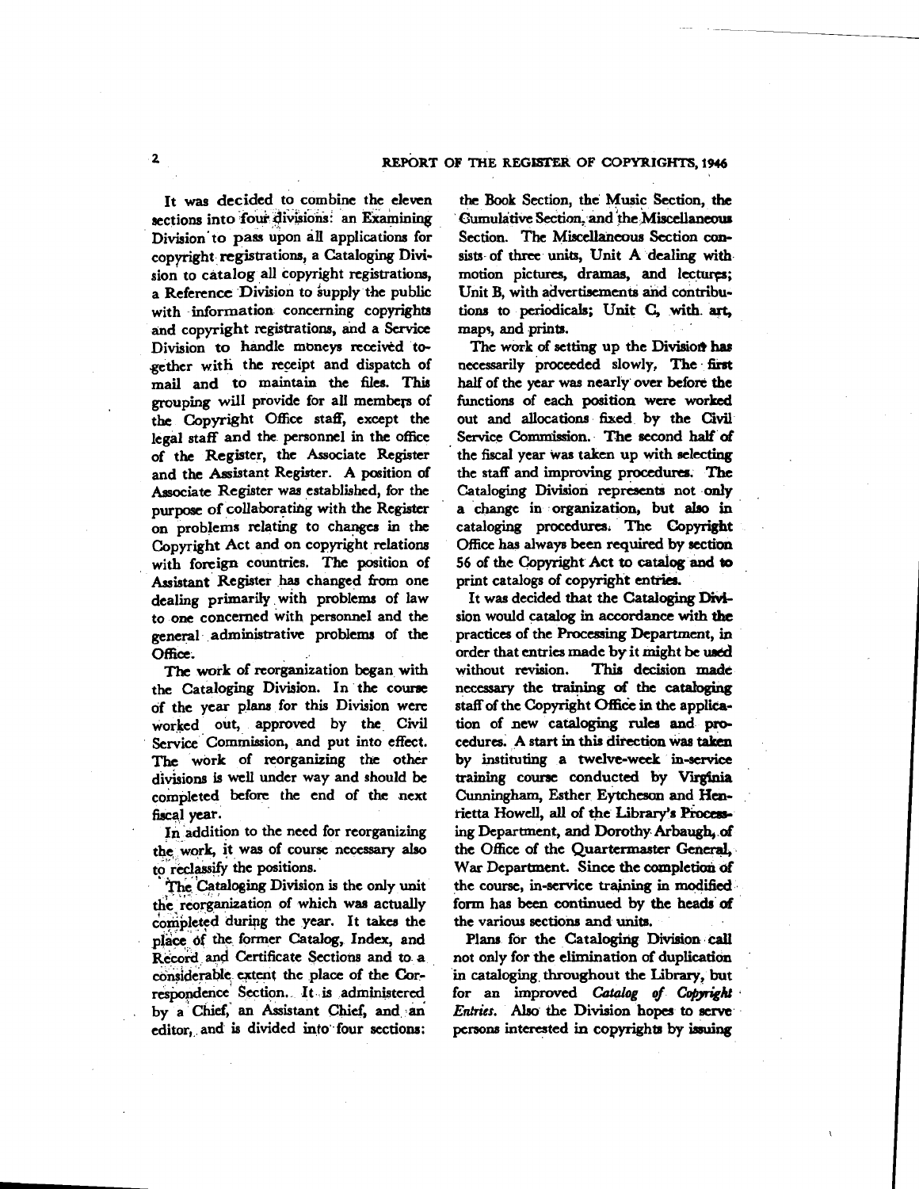It was decided to combine the eleven sections into four divisions: an Examining Division to pass upon all applications for copyright registrations, a Cataloging Division to catalog all copyright registrations, a Reference Division to supply the public with information concerning copyrights and copyright registrations, and a Service Division to handle moneys received together with the receipt and dispatch of mail and to maintain the files. This grouping will provide for all members of the Copyright Office staff, except the legal staff and the personnel in the office of the Register, the Associate Register and the Assistant Register. A position of Associate Register was established, for the purpose of collaborating with the Register on problems relating to changes in the Copyright Act and on copyright relations with foreign countries. The position of Assistant Register has changed from one dealing primarily with problems of law to one concerned with personnel and the general administrative problems of the Office.

The work of reorganization began with the Cataloging Division. In the course of the year plans for this Division were worked out, approved by the Civil Service Commission, and put into effect. The work of reorganizing the other divisions is well under way and should be completed before the end of the next fiscal year.

In addition to the need for reorganizing the work, it was of course necessary also to reclassify the positions.

The Cataloging Division is the only unit the reorganization of which was actually completed during the year. It takes the place of the former Catalog, Index, and Record and Certificate Sections and to a considerable extent the place of the Correspondence Section. It is administered by a Chief, an Assistant Chief, and an editor, and is divided into four sections: the Book Section, the Music Section, the Cumulative Section, and the Miscellaneous Section. The Miscellaneous Section consists of three units, Unit A dealing with motion pictures, dramas, and lectures; Unit B, with advertisements and contributions to periodicals; Unit C, with art, maps, and prints.

The work of setting up the Division has necessarily proceeded slowly. The first half of the year was nearly over before the functions of each position were worked out and allocations fixed by the Civil Service Commission. The second half of the fiscal year was taken up with selecting the staff and improving procedures. The Cataloging Division represents not only a change in organization, but also in cataloging procedures. The Copyright Office has always been required by section 56 of the Copyright Act to catalog and to print catalogs of copyright entries.

It was decided that the Cataloging Division would catalog in accordance with the practices of the Processing Department, in order that entries made by it might be used without revision. This decision made necessary the training of the cataloging staff of the Copyright Office in the application of new cataloging rules and procedures. A start in this direction was taken by instituting a twelve-week in-service training course conducted by Virginia Cunningham, Esther Eytcheson and Henrietta Howell, all of the Library's Processing Department, and Dorothy Arbaugh, of the Office of the Quartermaster General, War Department. Since the completion of the course, in-service training in modified form has been continued by the heads of the various sections and units.

Plans for the Cataloging Division call not only for the elimination of duplication in cataloging throughout the Library, but for an improved *Catalog of Copyright Entries*. Also the Division hopes to serve persons interested in copyrights by issuing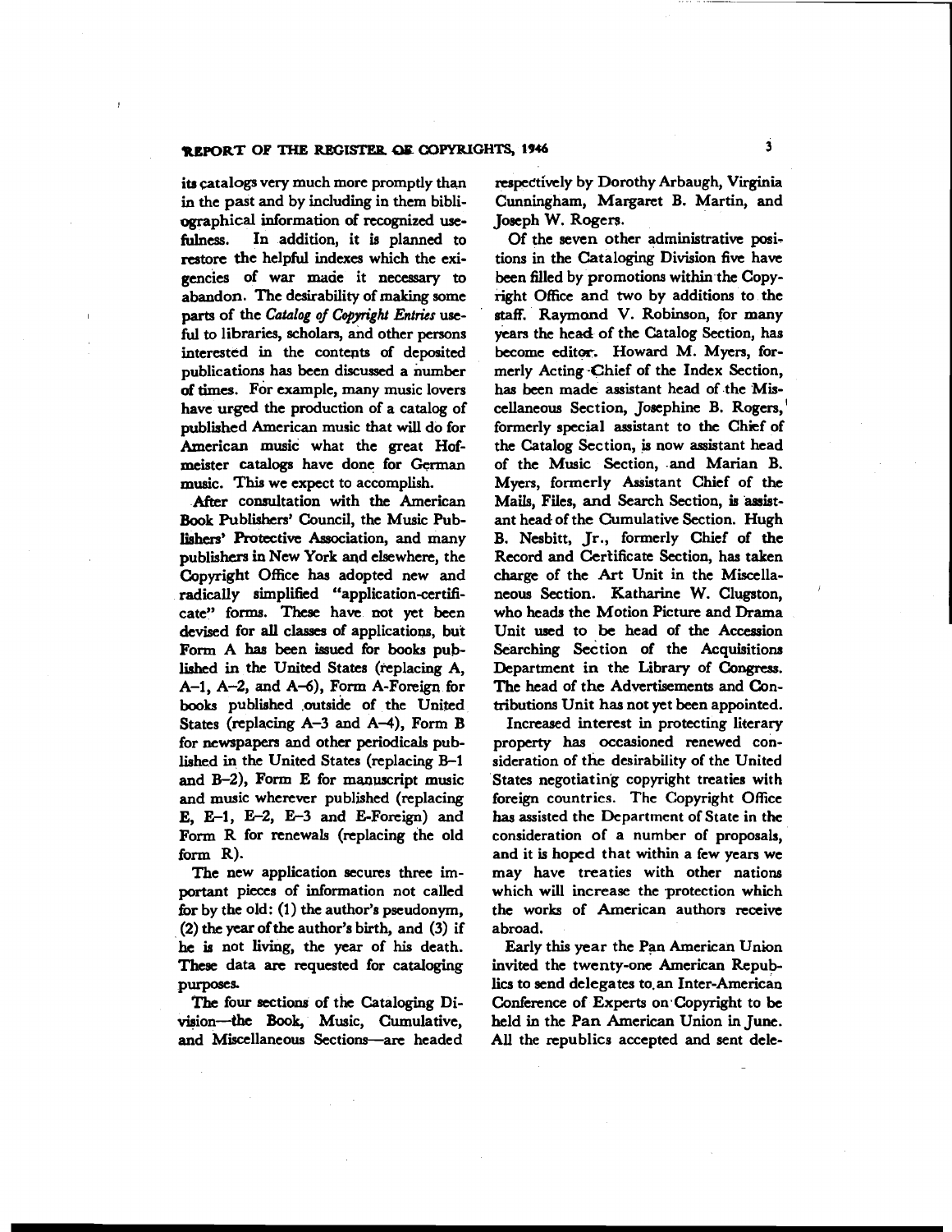its catalogs very much more promptly than in the past and by including in them bibliographical information of recognized usefulness. In addition, it is planned to restore the helpful indexes which the exigencies of war made it necessary to abandon. The desirability of making some parts of the *Catalog of Copyright Entries* useful to libraries, scholars, and other persons interested in the contents of deposited publications has been discussed a number of times. For example, many music lovers have urged the production of a catalog of published American music that will do for American music what the great Hofmeister catalogs have done for German music. This we expect to accomplish.

After consultation with the American Book Publishers' Council, the Music Publishers' Protective Association, and many publishers in New York and elsewhere, the Copyright Office has adopted new and radically simplified "application-certificate" forms. These have not yet been devised for all classes of applications, but Form A has been issued for books published in the United States (replacing A, A–1, A–2, and A–6), Form A-Foreign for books published outside of the United States (replacing A–3 and A–4), Form B for newspapers and other periodicals published in the United States (replacing B–1 and B–2), Form E for manuscript music and music wherever published (replacing E, E–1, E–2, E–3 and E-Foreign) and Form R for renewals (replacing the old form R).

The new application secures three important pieces of information not called for by the old: (1) the author's pseudonym, (2) the year of the author's birth, and (3) if he is not living, the year of his death. These data are requested for cataloging purposes.

The four sections of the Cataloging Division—the Book, Music, Cumulative, and Miscellaneous Sections—are headed respectively by Dorothy Arbaugh, Virginia Cunningham, Margaret B. Martin, and Joseph W. Rogers.

Of the seven other administrative positions in the Cataloging Division five have been filled by promotions within the Copyright Office and two by additions to the staff. Raymond V. Robinson, for many years the head of the Catalog Section, has become editor. Howard M. Myers, formerly Acting Chief of the Index Section, has been made assistant head of the Miscellaneous Section, Josephine B. Rogers, formerly special assistant to the Chief of the Catalog Section, is now assistant head of the Music Section, and Marian B. Myers, formerly Assistant Chief of the Mails, Files, and Search Section, is assistant head of the Cumulative Section. Hugh B. Nesbitt, Jr., formerly Chief of the Record and Certificate Section, has taken charge of the Art Unit in the Miscellaneous Section. Katharine W. Clugston, who heads the Motion Picture and Drama Unit used to be head of the Accession Searching Section of the Acquisitions Department in the Library of Congress. The head of the Advertisements and Contributions Unit has not yet been appointed.

Increased interest in protecting literary property has occasioned renewed consideration of the desirability of the United States negotiating copyright treaties with foreign countries. The Copyright Office has assisted the Department of State in the consideration of a number of proposals, and it is hoped that within a few years we may have treaties with other nations which will increase the protection which the works of American authors receive abroad.

Early this year the Pan American Union invited the twenty-one American Republics to send delegates to an Inter-American Conference of Experts on Copyright to be held in the Pan American Union in June. All the republics accepted and sent dele-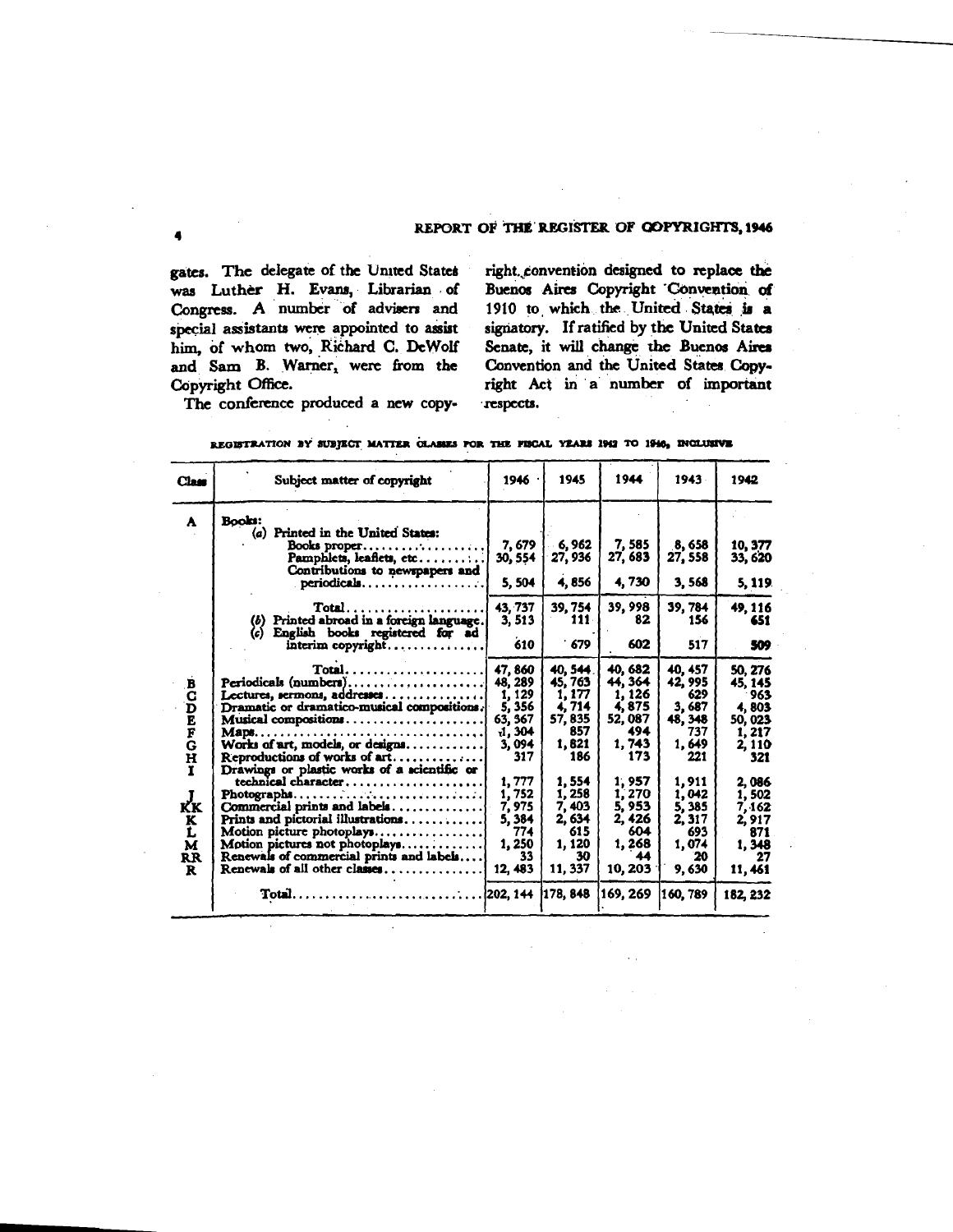gates. The delegate of the United States was Luther H. Evans, Librarian of Congress. A number of advisers and special assistants were appointed to assist him, of whom two, Richard C. DeWolf and Sam B. Warner, were from the Copyright Office.

The conference produced a new copyright convention designed to replace the Buenos Aires Copyright Convention of 1910 to which the United States is a signatory. If ratified by the United States Senate, it will change the Buenos Aires Convention and the United States Copyright Act in a number of important respects.

REGISTRATION BY SUBJECT MATTER CLASSES FOR THE FISCAL YEARS 1942 TO 1946, INCLUSIVE

| Class | Subject matter of copyright | 1946 | 1945 | 1944 | 1943 | 1942 |
|---|---|---|---|---|---|---|
| A | Books: | | | | | |
| | (a) Printed in the United States: | | | | | |
| | Books proper | 7,679 | 6,962 | 7,585 | 8,658 | 10,377 |
| | Pamphlets, leaflets, etc | 30,554 | 27,936 | 27,683 | 27,558 | 33,620 |
| | Contributions to newspapers and periodicals | 5,504 | 4,856 | 4,730 | 3,568 | 5,119 |
| | Total | 43,737 | 39,754 | 39,998 | 39,784 | 49,116 |
| | (b) Printed abroad in a foreign language | 3,513 | 111 | 82 | 156 | 651 |
| | (c) English books registered for ad interim copyright | 610 | 679 | 602 | 517 | 509 |
| | Total | 47,860 | 40,544 | 40,682 | 40,457 | 50,276 |
| B | Periodicals (numbers) | 48,289 | 45,763 | 44,364 | 42,995 | 45,145 |
| C | Lectures, sermons, addresses | 1,129 | 1,177 | 1,126 | 629 | 963 |
| D | Dramatic or dramatico-musical compositions | 5,356 | 4,714 | 4,875 | 3,687 | 4,803 |
| E | Musical compositions | 63,367 | 57,835 | 52,087 | 48,348 | 50,023 |
| F | Maps | 1,304 | 857 | 494 | 737 | 1,217 |
| G | Works of art, models, or designs | 3,094 | 1,821 | 1,743 | 1,649 | 2,110 |
| H | Reproductions of works of art | 317 | 186 | 173 | 221 | 321 |
| I | Drawings or plastic works of a scientific or technical character | 1,777 | 1,554 | 1,957 | 1,911 | 2,086 |
| J | Photographs | 1,752 | 1,258 | 1,270 | 1,042 | 1,502 |
| KK | Commercial prints and labels | 7,975 | 7,403 | 5,953 | 5,385 | 7,162 |
| K | Prints and pictorial illustrations | 5,384 | 2,634 | 2,426 | 2,317 | 2,917 |
| L | Motion picture photoplays | 774 | 615 | 604 | 693 | 871 |
| M | Motion pictures not photoplays | 1,250 | 1,120 | 1,268 | 1,074 | 1,348 |
| RR | Renewals of commercial prints and labels | 33 | 30 | 44 | 20 | 27 |
| R | Renewals of all other classes | 12,483 | 11,337 | 10,203 | 9,630 | 11,461 |
| | Total | 202,144 | 178,848 | 169,269 | 160,789 | 182,232 |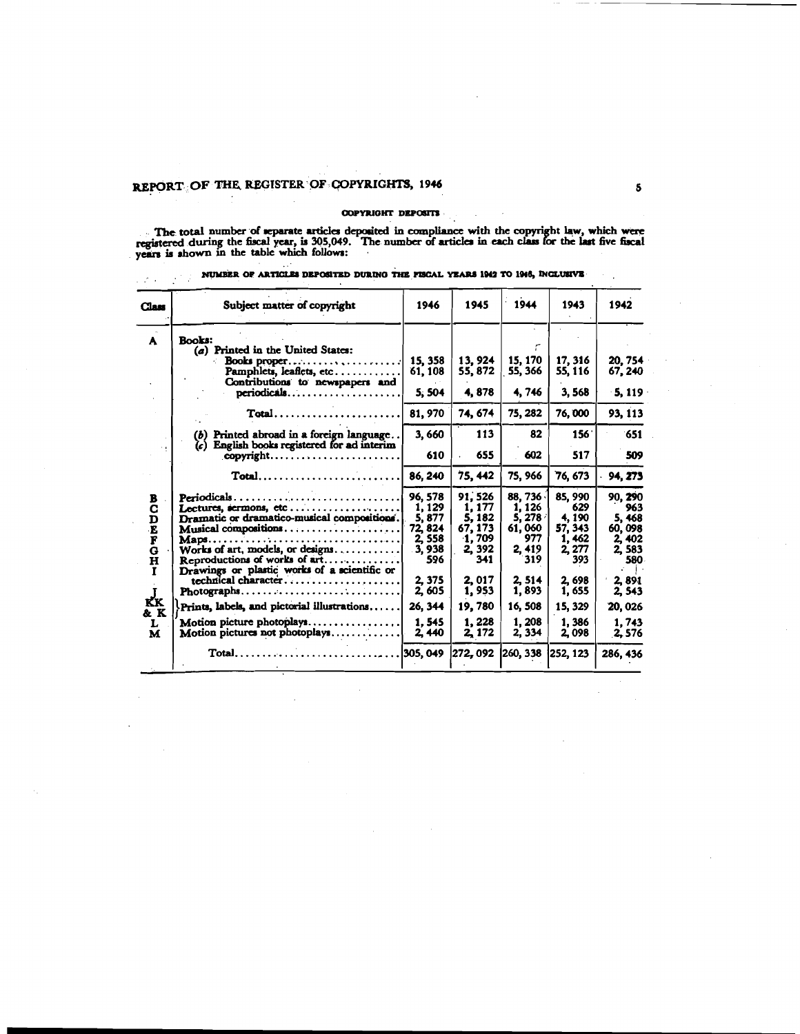### COPYRIGHT DEPOSITS

The total number of separate articles deposited in compliance with the copyright law, which were registered during the fiscal year, is 305,049. The number of articles in each class for the last five fiscal years is shown in the table which follows:

NUMBER OF ARTICLES DEPOSITED DURING THE FISCAL YEARS 1942 TO 1946, INCLUSIVE

| Class | Subject matter of copyright | 1946 | 1945 | 1944 | 1943 | 1942 |
|---|---|---|---|---|---|---|
| A | Books: | | | | | |
| | (a) Printed in the United States: | | | | | |
| | Books proper | 15,358 | 13,924 | 15,170 | 17,316 | 20,754 |
| | Pamphlets, leaflets, etc | 61,108 | 55,872 | 55,366 | 55,116 | 67,240 |
| | Contributions to newspapers and periodicals | 5,504 | 4,878 | 4,746 | 3,568 | 5,119 |
| | Total | 81,970 | 74,674 | 75,282 | 76,000 | 93,113 |
| | (b) Printed abroad in a foreign language | 3,660 | 113 | 82 | 156 | 651 |
| | (c) English books registered for ad interim copyright | 610 | 655 | 602 | 517 | 509 |
| | Total | 86,240 | 75,442 | 75,966 | 76,673 | 94,273 |
| B | Periodicals | 96,578 | 91,526 | 88,736 | 85,990 | 90,290 |
| C | Lectures, sermons, etc | 1,129 | 1,177 | 1,126 | 629 | 963 |
| D | Dramatic or dramatico-musical compositions | 5,877 | 5,182 | 5,278 | 4,190 | 5,468 |
| E | Musical compositions | 72,824 | 67,173 | 61,060 | 57,343 | 60,098 |
| F | Maps | 2,558 | 1,709 | 977 | 1,462 | 2,402 |
| G | Works of art, models, or designs | 3,938 | 2,392 | 2,419 | 2,277 | 2,583 |
| H | Reproductions of works of art | 596 | 341 | 319 | 393 | 580 |
| I | Drawings or plastic works of a scientific or technical character | 2,375 | 2,017 | 2,514 | 2,698 | 2,891 |
| J | Photographs | 2,605 | 1,953 | 1,893 | 1,655 | 2,543 |
| KK & K | Prints, labels, and pictorial illustrations | 26,344 | 19,780 | 16,508 | 15,329 | 20,026 |
| L | Motion picture photoplays | 1,545 | 1,228 | 1,208 | 1,386 | 1,743 |
| M | Motion pictures not photoplays | 2,440 | 2,172 | 2,334 | 2,098 | 2,576 |
| | Total | 305,049 | 272,092 | 260,338 | 252,123 | 286,436 |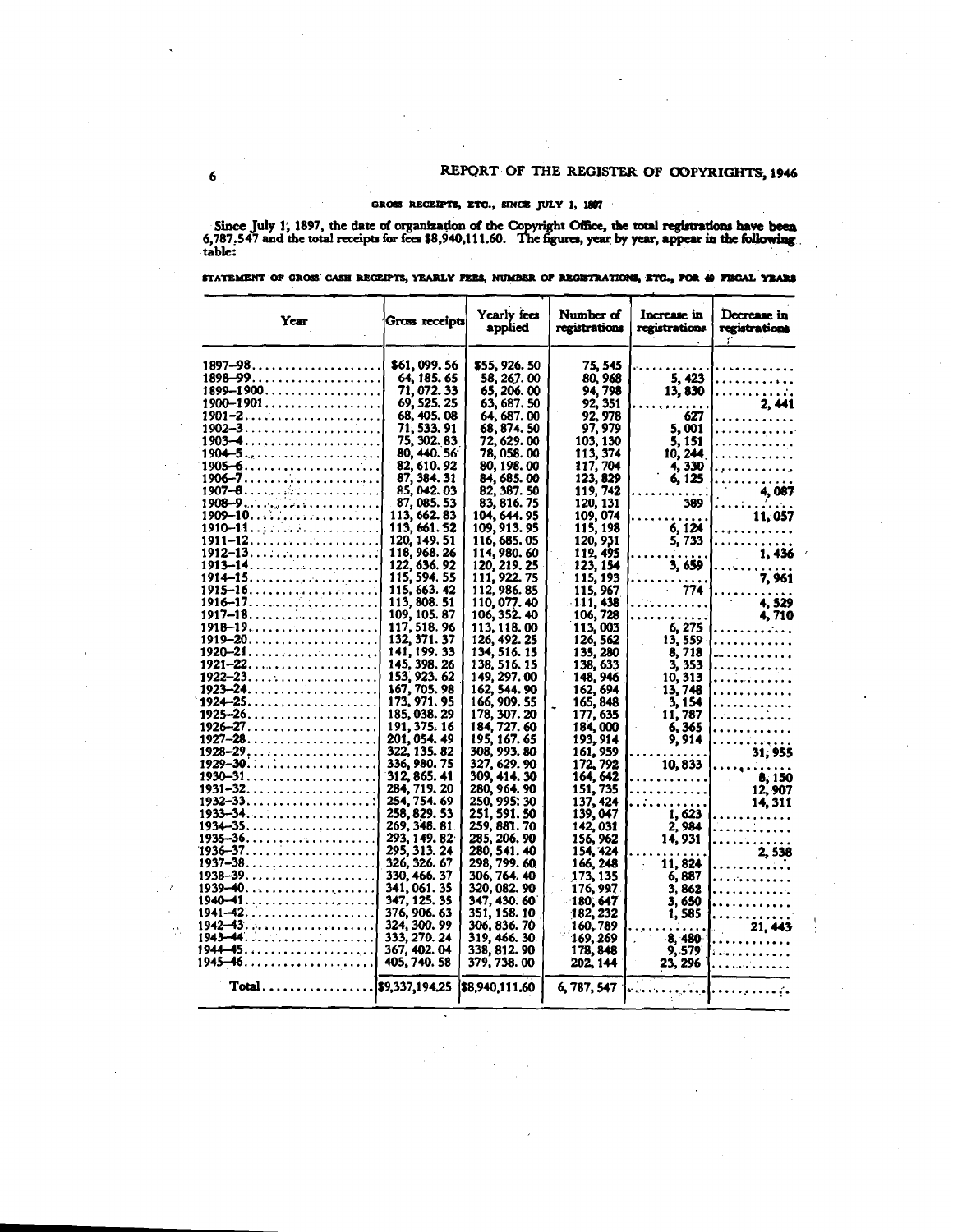## GROSS RECEIPTS, ETC., SINCE JULY 1, 1897

Since July 1, 1897, the date of organization of the Copyright Office, the total registrations have been 6,787,547 and the total receipts for fees $8,940,111.60. The figures, year by year, appear in the following table:

STATEMENT OF GROSS CASH RECEIPTS, YEARLY FEES, NUMBER OF REGISTRATIONS, ETC., FOR 49 FISCAL YEARS

| Year | Gross receipts | Yearly fees applied | Number of registrations | Increase in registrations | Decrease in registrations |
|---|---|---|---|---|---|
| 1897–98 | $61, 099. 56 | $55, 926. 50 | 75, 545 | | |
| 1898–99 | 64, 185. 65 | 58, 267. 00 | 80, 968 | 5, 423 | |
| 1899–1900 | 71, 072. 33 | 65, 206. 00 | 94, 798 | 13, 830 | |
| 1900–1901 | 69, 525. 25 | 63, 687. 50 | 92, 351 | | 2, 441 |
| 1901–2 | 68, 405. 08 | 64, 687. 00 | 92, 978 | 627 | |
| 1902–3 | 71, 533. 91 | 68, 874. 50 | 97, 979 | 5, 001 | |
| 1903–4 | 75, 302. 83 | 72, 629. 00 | 103, 130 | 5, 151 | |
| 1904–5 | 80, 440. 56 | 78, 058. 00 | 113, 374 | 10, 244 | |
| 1905–6 | 82, 610. 92 | 80, 198. 00 | 117, 704 | 4, 330 | |
| 1906–7 | 87, 384. 31 | 84, 685. 00 | 123, 829 | 6, 125 | |
| 1907–8 | 85, 042. 03 | 82, 387. 50 | 119, 742 | | 4, 087 |
| 1908–9 | 87, 085. 53 | 83, 816. 75 | 120, 131 | 389 | |
| 1909–10 | 113, 662. 83 | 104, 644. 95 | 109, 074 | | 11, 057 |
| 1910–11 | 113, 661. 52 | 109, 913. 95 | 115, 198 | 6, 124 | |
| 1911–12 | 120, 149. 51 | 116, 685. 05 | 120, 931 | 5, 733 | |
| 1912–13 | 118, 968. 26 | 114, 980. 60 | 119, 495 | | 1, 436 |
| 1913–14 | 122, 636. 92 | 120, 219. 25 | 123, 154 | 3, 659 | |
| 1914–15 | 115, 594. 55 | 111, 922. 75 | 115, 193 | | 7, 961 |
| 1915–16 | 115, 663. 42 | 112, 986. 85 | 115, 967 | 774 | |
| 1916–17 | 113, 808. 51 | 110, 077. 40 | 111, 438 | | 4, 529 |
| 1917–18 | 109, 105. 87 | 106, 352. 40 | 106, 728 | | 4, 710 |
| 1918–19 | 117, 518. 96 | 113, 118. 00 | 113, 003 | 6, 275 | |
| 1919–20 | 132, 371. 37 | 126, 492. 25 | 126, 562 | 13, 559 | |
| 1920–21 | 141, 199. 33 | 134, 516. 15 | 135, 280 | 8, 718 | |
| 1921–22 | 145, 398. 26 | 138, 516. 15 | 138, 633 | 3, 353 | |
| 1922–23 | 153, 923. 62 | 149, 297. 00 | 148, 946 | 10, 313 | |
| 1923–24 | 167, 705. 98 | 162, 544. 90 | 162, 694 | 13, 748 | |
| 1924–25 | 173, 971. 95 | 166, 909. 55 | 165, 848 | 3, 154 | |
| 1925–26 | 185, 038. 29 | 178, 307. 20 | 177, 635 | 11, 787 | |
| 1926–27 | 191, 375. 16 | 184, 727. 60 | 184, 000 | 6, 365 | |
| 1927–28 | 201, 054. 49 | 195, 167. 65 | 193, 914 | 9, 914 | |
| 1928–29 | 322, 135. 82 | 308, 993. 80 | 161, 959 | | 31, 955 |
| 1929–30 | 336, 980. 75 | 327, 629. 90 | 172, 792 | 10, 833 | |
| 1930–31 | 312, 865. 41 | 309, 414. 30 | 164, 642 | | 8, 150 |
| 1931–32 | 284, 719. 20 | 280, 964. 90 | 151, 735 | | 12, 907 |
| 1932–33 | 254, 754. 69 | 250, 995. 30 | 137, 424 | | 14, 311 |
| 1933–34 | 258, 829. 53 | 251, 591. 50 | 139, 047 | 1, 623 | |
| 1934–35 | 269, 348. 81 | 259, 881. 70 | 142, 031 | 2, 984 | |
| 1935–36 | 293, 149. 82 | 285, 206. 90 | 156, 962 | 14, 931 | |
| 1936–37 | 295, 313. 24 | 280, 541. 40 | 154, 424 | | 2, 538 |
| 1937–38 | 326, 326. 67 | 298, 799. 60 | 166, 248 | 11, 824 | |
| 1938–39 | 330, 466. 37 | 306, 764. 40 | 173, 135 | 6, 887 | |
| 1939–40 | 341, 061. 35 | 320, 082. 90 | 176, 997 | 3, 862 | |
| 1940–41 | 347, 125. 35 | 347, 430. 60 | 180, 647 | 3, 650 | |
| 1941–42 | 376, 906. 63 | 351, 158. 10 | 182, 232 | 1, 585 | |
| 1942–43 | 324, 300. 99 | 306, 836. 70 | 160, 789 | | 21, 443 |
| 1943–44 | 333, 270. 24 | 319, 466. 30 | 169, 269 | 8, 480 | |
| 1944–45 | 367, 402. 04 | 338, 812. 90 | 178, 848 | 9, 579 | |
| 1945–46 | 405, 740. 58 | 379, 738. 00 | 202, 144 | 23, 296 | |
| Total | $9,337,194.25 | $8,940,111.60 | 6, 787, 547 | | |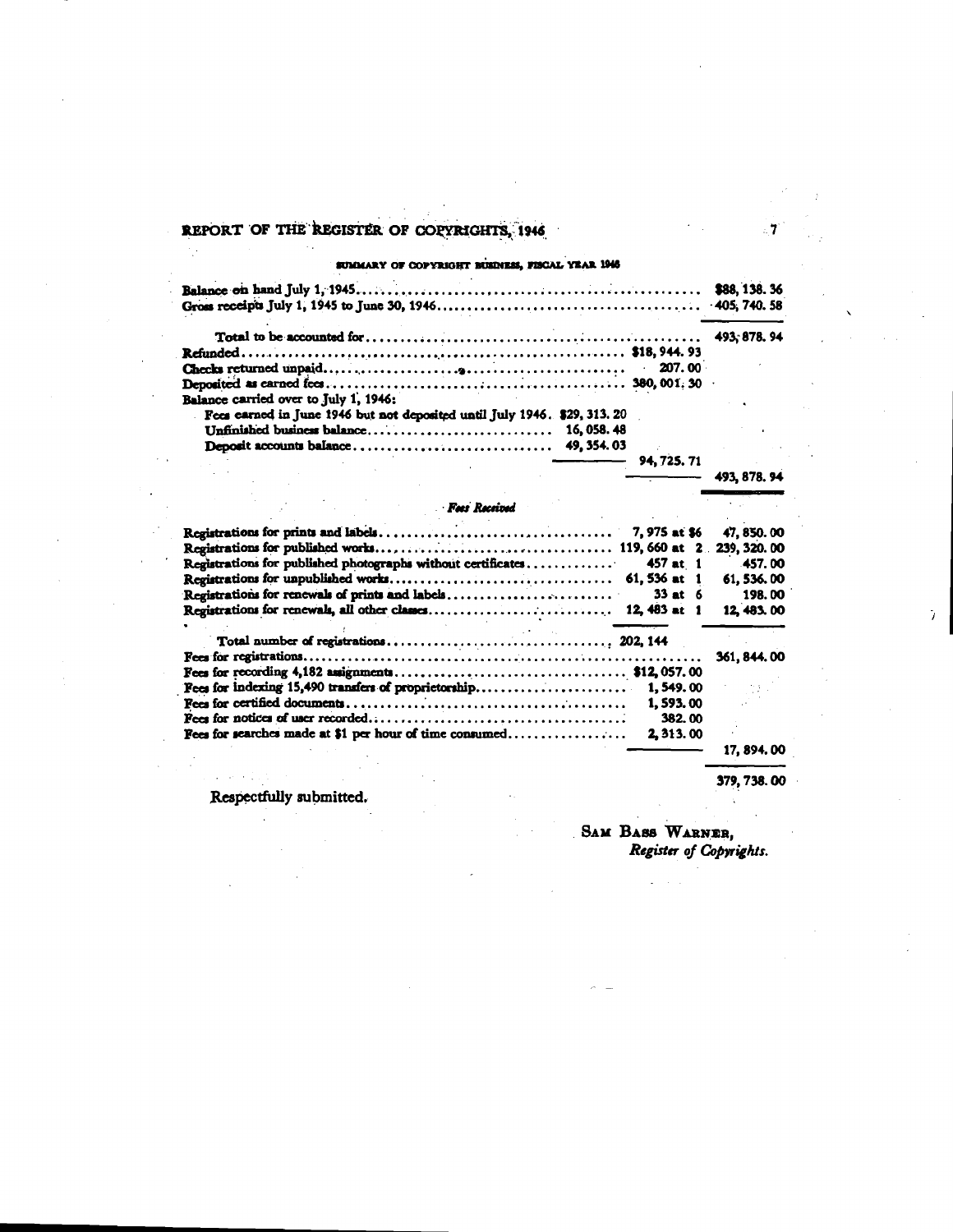## SUMMARY OF COPYRIGHT BUSINESS, FISCAL YEAR 1946

| | | |
|---|---|---|
| Balance on hand July 1, 1945 | | $88, 138. 36 |
| Gross receipts July 1, 1945 to June 30, 1946 | | 405, 740. 58 |
| Total to be accounted for | | 493, 878. 94 |
| Refunded | $18, 944. 93 | |
| Checks returned unpaid | 207. 00 | |
| Deposited as earned fees | 380, 001. 30 | |
| Balance carried over to July 1, 1946: | | |
| Fees earned in June 1946 but not deposited until July 1946. $29, 313. 20 | | |
| Unfinished business balance 16, 058. 48 | | |
| Deposit accounts balance 49, 354. 03 | | |
| | 94, 725. 71 | |
| | | 493, 878. 94 |

### *Fees Received*

| | | |
|---|---|---|
| Registrations for prints and labels | 7, 975 at $6 | 47, 850. 00 |
| Registrations for published works | 119, 660 at 2 | 239, 320. 00 |
| Registrations for published photographs without certificates | 457 at 1 | 457. 00 |
| Registrations for unpublished works | 61, 536 at 1 | 61, 536. 00 |
| Registrations for renewals of prints and labels | 33 at 6 | 198. 00 |
| Registrations for renewals, all other classes | 12, 483 at 1 | 12, 483. 00 |
| Total number of registrations | 202, 144 | |
| Fees for registrations | | 361, 844. 00 |
| Fees for recording 4,182 assignments | $12, 057. 00 | |
| Fees for indexing 15,490 transfers of proprietorship | 1, 549. 00 | |
| Fees for certified documents | 1, 593. 00 | |
| Fees for notices of user recorded | 382. 00 | |
| Fees for searches made at $1 per hour of time consumed | 2, 313. 00 | |
| | | 17, 894. 00 |
| | | 379, 738. 00 |

Respectfully submitted.

SAM BASS WARNER,
*Register of Copyrights.*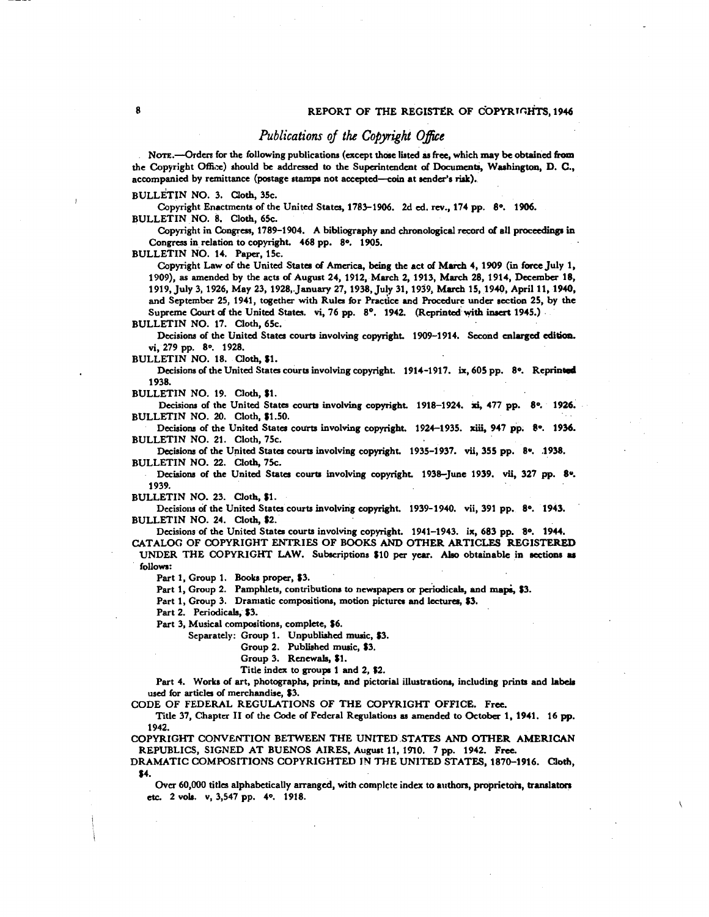## *Publications of the Copyright Office*

NOTE.—Orders for the following publications (except those listed as free, which may be obtained from the Copyright Office) should be addressed to the Superintendent of Documents, Washington, D. C., accompanied by remittance (postage stamps not accepted—coin at sender's risk).

BULLETIN NO. 3. Cloth, 35c.

Copyright Enactments of the United States, 1783–1906. 2d ed. rev., 174 pp. 8°. 1906.

BULLETIN NO. 8. Cloth, 65c.

Copyright in Congress, 1789–1904. A bibliography and chronological record of all proceedings in Congress in relation to copyright. 468 pp. 8°. 1905.

BULLETIN NO. 14. Paper, 15c.

Copyright Law of the United States of America, being the act of March 4, 1909 (in force July 1, 1909), as amended by the acts of August 24, 1912, March 2, 1913, March 28, 1914, December 18, 1919, July 3, 1926, May 23, 1928, January 27, 1938, July 31, 1939, March 15, 1940, April 11, 1940, and September 25, 1941, together with Rules for Practice and Procedure under section 25, by the Supreme Court of the United States. vi, 76 pp. 8°. 1942. (Reprinted with insert 1945.)

BULLETIN NO. 17. Cloth, 65c.

Decisions of the United States courts involving copyright. 1909–1914. Second enlarged edition. vi, 279 pp. 8°. 1928.

BULLETIN NO. 18. Cloth, $1.

Decisions of the United States courts involving copyright. 1914–1917. ix, 605 pp. 8°. Reprinted 1938.

BULLETIN NO. 19. Cloth, $1.

Decisions of the United States courts involving copyright. 1918–1924. xi, 477 pp. 8°. 1926.

BULLETIN NO. 20. Cloth, $1.50.

Decisions of the United States courts involving copyright. 1924–1935. xiii, 947 pp. 8°. 1936.

BULLETIN NO. 21. Cloth, 75c.

Decisions of the United States courts involving copyright. 1935–1937. vii, 355 pp. 8°. 1938.

BULLETIN NO. 22. Cloth, 75c.

Decisions of the United States courts involving copyright. 1938–June 1939. vii, 327 pp. 8°. 1939.

BULLETIN NO. 23. Cloth, $1.

Decisions of the United States courts involving copyright. 1939–1940. vii, 391 pp. 8°. 1943.

BULLETIN NO. 24. Cloth, $2.

Decisions of the United States courts involving copyright. 1941–1943. ix, 683 pp. 8°. 1944.

CATALOG OF COPYRIGHT ENTRIES OF BOOKS AND OTHER ARTICLES REGISTERED UNDER THE COPYRIGHT LAW. Subscriptions $10 per year. Also obtainable in sections as follows:

Part 1, Group 1. Books proper, $3.

Part 1, Group 2. Pamphlets, contributions to newspapers or periodicals, and maps, $3.

Part 1, Group 3. Dramatic compositions, motion pictures and lectures, $3.

Part 2. Periodicals, $3.

Part 3, Musical compositions, complete, $6.

Separately: Group 1. Unpublished music, $3.

Group 2. Published music, $3.

Group 3. Renewals, $1.

Title index to groups 1 and 2, $2.

Part 4. Works of art, photographs, prints, and pictorial illustrations, including prints and labels used for articles of merchandise, $3.

CODE OF FEDERAL REGULATIONS OF THE COPYRIGHT OFFICE. Free.

Title 37, Chapter II of the Code of Federal Regulations as amended to October 1, 1941. 16 pp. 1942.

COPYRIGHT CONVENTION BETWEEN THE UNITED STATES AND OTHER AMERICAN REPUBLICS, SIGNED AT BUENOS AIRES, August 11, 1910. 7 pp. 1942. Free.

DRAMATIC COMPOSITIONS COPYRIGHTED IN THE UNITED STATES, 1870–1916. Cloth, $4.

Over 60,000 titles alphabetically arranged, with complete index to authors, proprietors, translators etc. 2 vols. v, 3,547 pp. 4°. 1918.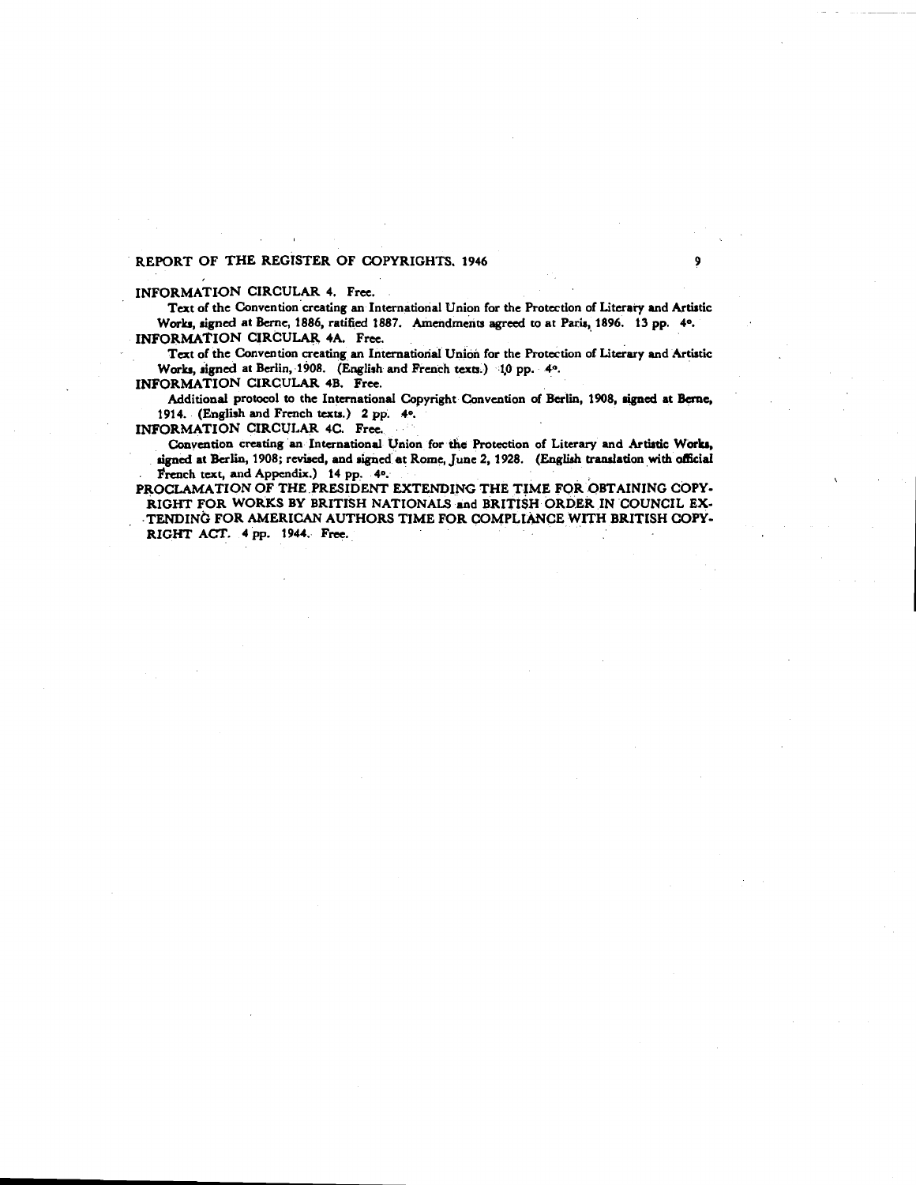INFORMATION CIRCULAR 4. Free.

Text of the Convention creating an International Union for the Protection of Literary and Artistic Works, signed at Berne, 1886, ratified 1887. Amendments agreed to at Paris, 1896. 13 pp. 4°.

INFORMATION CIRCULAR 4A. Free.

Text of the Convention creating an International Union for the Protection of Literary and Artistic Works, signed at Berlin, 1908. (English and French texts.) 10 pp. 4°.

INFORMATION CIRCULAR 4B. Free.

Additional protocol to the International Copyright Convention of Berlin, 1908, signed at Berne, 1914. (English and French texts.) 2 pp. 4°.

INFORMATION CIRCULAR 4C. Free.

Convention creating an International Union for the Protection of Literary and Artistic Works, signed at Berlin, 1908; revised, and signed at Rome, June 2, 1928. (English translation with official French text, and Appendix.) 14 pp. 4°.

PROCLAMATION OF THE PRESIDENT EXTENDING THE TIME FOR OBTAINING COPYRIGHT FOR WORKS BY BRITISH NATIONALS and BRITISH ORDER IN COUNCIL EXTENDING FOR AMERICAN AUTHORS TIME FOR COMPLIANCE WITH BRITISH COPYRIGHT ACT. 4 pp. 1944. Free.